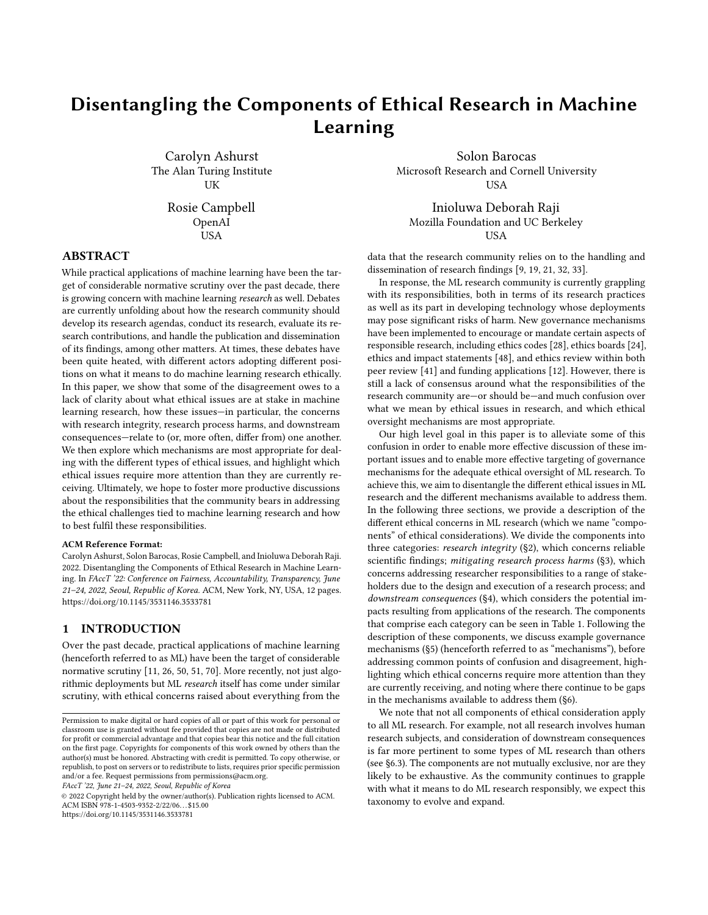# Disentangling the Components of Ethical Research in Machine Learning

Carolyn Ashurst
The Alan Turing Institute
UK

Solon Barocas
Microsoft Research and Cornell University
USA

Rosie Campbell
OpenAI
USA

Inioluwa Deborah Raji
Mozilla Foundation and UC Berkeley
USA

## ABSTRACT

While practical applications of machine learning have been the target of considerable normative scrutiny over the past decade, there is growing concern with machine learning *research* as well. Debates are currently unfolding about how the research community should develop its research agendas, conduct its research, evaluate its research contributions, and handle the publication and dissemination of its findings, among other matters. At times, these debates have been quite heated, with different actors adopting different positions on what it means to do machine learning research ethically. In this paper, we show that some of the disagreement owes to a lack of clarity about what ethical issues are at stake in machine learning research, how these issues—in particular, the concerns with research integrity, research process harms, and downstream consequences—relate to (or, more often, differ from) one another. We then explore which mechanisms are most appropriate for dealing with the different types of ethical issues, and highlight which ethical issues require more attention than they are currently receiving. Ultimately, we hope to foster more productive discussions about the responsibilities that the community bears in addressing the ethical challenges tied to machine learning research and how to best fulfil these responsibilities.

**ACM Reference Format:**
Carolyn Ashurst, Solon Barocas, Rosie Campbell, and Inioluwa Deborah Raji. 2022. Disentangling the Components of Ethical Research in Machine Learning. In *FAccT '22: Conference on Fairness, Accountability, Transparency, June 21–24, 2022, Seoul, Republic of Korea.* ACM, New York, NY, USA, 12 pages. https://doi.org/10.1145/3531146.3533781

## 1 INTRODUCTION

Over the past decade, practical applications of machine learning (henceforth referred to as ML) have been the target of considerable normative scrutiny [11, 26, 50, 51, 70]. More recently, not just algorithmic deployments but ML *research* itself has come under similar scrutiny, with ethical concerns raised about everything from the data that the research community relies on to the handling and dissemination of research findings [9, 19, 21, 32, 33].

In response, the ML research community is currently grappling with its responsibilities, both in terms of its research practices as well as its part in developing technology whose deployments may pose significant risks of harm. New governance mechanisms have been implemented to encourage or mandate certain aspects of responsible research, including ethics codes [28], ethics boards [24], ethics and impact statements [48], and ethics review within both peer review [41] and funding applications [12]. However, there is still a lack of consensus around what the responsibilities of the research community are—or should be—and much confusion over what we mean by ethical issues in research, and which ethical oversight mechanisms are most appropriate.

Our high level goal in this paper is to alleviate some of this confusion in order to enable more effective discussion of these important issues and to enable more effective targeting of governance mechanisms for the adequate ethical oversight of ML research. To achieve this, we aim to disentangle the different ethical issues in ML research and the different mechanisms available to address them. In the following three sections, we provide a description of the different ethical concerns in ML research (which we name "components" of ethical considerations). We divide the components into three categories: *research integrity* (§2), which concerns reliable scientific findings; *mitigating research process harms* (§3), which concerns addressing researcher responsibilities to a range of stakeholders due to the design and execution of a research process; and *downstream consequences* (§4), which considers the potential impacts resulting from applications of the research. The components that comprise each category can be seen in Table 1. Following the description of these components, we discuss example governance mechanisms (§5) (henceforth referred to as "mechanisms"), before addressing common points of confusion and disagreement, highlighting which ethical concerns require more attention than they are currently receiving, and noting where there continue to be gaps in the mechanisms available to address them (§6).

We note that not all components of ethical consideration apply to all ML research. For example, not all research involves human research subjects, and consideration of downstream consequences is far more pertinent to some types of ML research than others (see §6.3). The components are not mutually exclusive, nor are they likely to be exhaustive. As the community continues to grapple with what it means to do ML research responsibly, we expect this taxonomy to evolve and expand.

Permission to make digital or hard copies of all or part of this work for personal or classroom use is granted without fee provided that copies are not made or distributed for profit or commercial advantage and that copies bear this notice and the full citation on the first page. Copyrights for components of this work owned by others than the author(s) must be honored. Abstracting with credit is permitted. To copy otherwise, or republish, to post on servers or to redistribute to lists, requires prior specific permission and/or a fee. Request permissions from permissions@acm.org.
*FAccT '22, June 21–24, 2022, Seoul, Republic of Korea*
© 2022 Copyright held by the owner/author(s). Publication rights licensed to ACM.
ACM ISBN 978-1-4503-9352-2/22/06...$15.00
https://doi.org/10.1145/3531146.3533781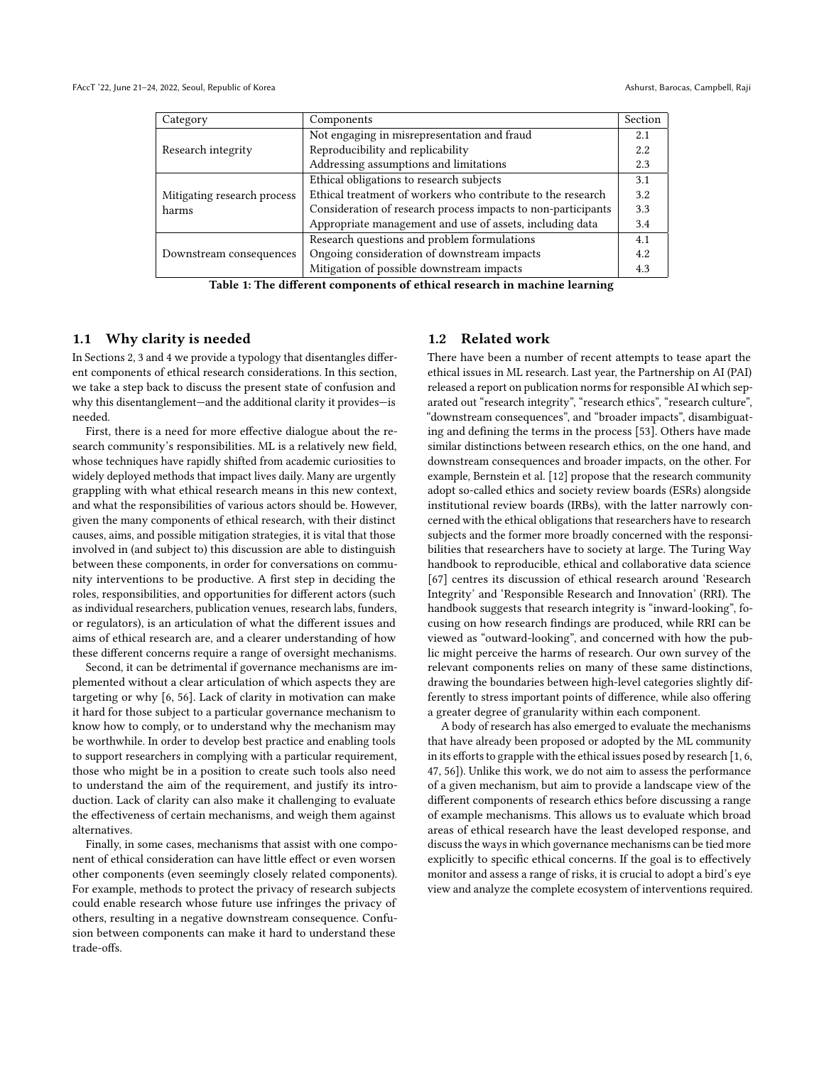| Category | Components | Section |
| --- | --- | --- |
| Research integrity | Not engaging in misrepresentation and fraud | 2.1 |
| | Reproducibility and replicability | 2.2 |
| | Addressing assumptions and limitations | 2.3 |
| Mitigating research process harms | Ethical obligations to research subjects | 3.1 |
| | Ethical treatment of workers who contribute to the research | 3.2 |
| | Consideration of research process impacts to non-participants | 3.3 |
| | Appropriate management and use of assets, including data | 3.4 |
| Downstream consequences | Research questions and problem formulations | 4.1 |
| | Ongoing consideration of downstream impacts | 4.2 |
| | Mitigation of possible downstream impacts | 4.3 |

**Table 1: The different components of ethical research in machine learning**

## 1.1 Why clarity is needed

In Sections 2, 3 and 4 we provide a typology that disentangles different components of ethical research considerations. In this section, we take a step back to discuss the present state of confusion and why this disentanglement—and the additional clarity it provides—is needed.

First, there is a need for more effective dialogue about the research community's responsibilities. ML is a relatively new field, whose techniques have rapidly shifted from academic curiosities to widely deployed methods that impact lives daily. Many are urgently grappling with what ethical research means in this new context, and what the responsibilities of various actors should be. However, given the many components of ethical research, with their distinct causes, aims, and possible mitigation strategies, it is vital that those involved in (and subject to) this discussion are able to distinguish between these components, in order for conversations on community interventions to be productive. A first step in deciding the roles, responsibilities, and opportunities for different actors (such as individual researchers, publication venues, research labs, funders, or regulators), is an articulation of what the different issues and aims of ethical research are, and a clearer understanding of how these different concerns require a range of oversight mechanisms.

Second, it can be detrimental if governance mechanisms are implemented without a clear articulation of which aspects they are targeting or why [6, 56]. Lack of clarity in motivation can make it hard for those subject to a particular governance mechanism to know how to comply, or to understand why the mechanism may be worthwhile. In order to develop best practice and enabling tools to support researchers in complying with a particular requirement, those who might be in a position to create such tools also need to understand the aim of the requirement, and justify its introduction. Lack of clarity can also make it challenging to evaluate the effectiveness of certain mechanisms, and weigh them against alternatives.

Finally, in some cases, mechanisms that assist with one component of ethical consideration can have little effect or even worsen other components (even seemingly closely related components). For example, methods to protect the privacy of research subjects could enable research whose future use infringes the privacy of others, resulting in a negative downstream consequence. Confusion between components can make it hard to understand these trade-offs.

## 1.2 Related work

There have been a number of recent attempts to tease apart the ethical issues in ML research. Last year, the Partnership on AI (PAI) released a report on publication norms for responsible AI which separated out "research integrity", "research ethics", "research culture", "downstream consequences", and "broader impacts", disambiguating and defining the terms in the process [53]. Others have made similar distinctions between research ethics, on the one hand, and downstream consequences and broader impacts, on the other. For example, Bernstein et al. [12] propose that the research community adopt so-called ethics and society review boards (ESRs) alongside institutional review boards (IRBs), with the latter narrowly concerned with the ethical obligations that researchers have to research subjects and the former more broadly concerned with the responsibilities that researchers have to society at large. The Turing Way handbook to reproducible, ethical and collaborative data science [67] centres its discussion of ethical research around 'Research Integrity' and 'Responsible Research and Innovation' (RRI). The handbook suggests that research integrity is "inward-looking", focusing on how research findings are produced, while RRI can be viewed as "outward-looking", and concerned with how the public might perceive the harms of research. Our own survey of the relevant components relies on many of these same distinctions, drawing the boundaries between high-level categories slightly differently to stress important points of difference, while also offering a greater degree of granularity within each component.

A body of research has also emerged to evaluate the mechanisms that have already been proposed or adopted by the ML community in its efforts to grapple with the ethical issues posed by research [1, 6, 47, 56]). Unlike this work, we do not aim to assess the performance of a given mechanism, but aim to provide a landscape view of the different components of research ethics before discussing a range of example mechanisms. This allows us to evaluate which broad areas of ethical research have the least developed response, and discuss the ways in which governance mechanisms can be tied more explicitly to specific ethical concerns. If the goal is to effectively monitor and assess a range of risks, it is crucial to adopt a bird's eye view and analyze the complete ecosystem of interventions required.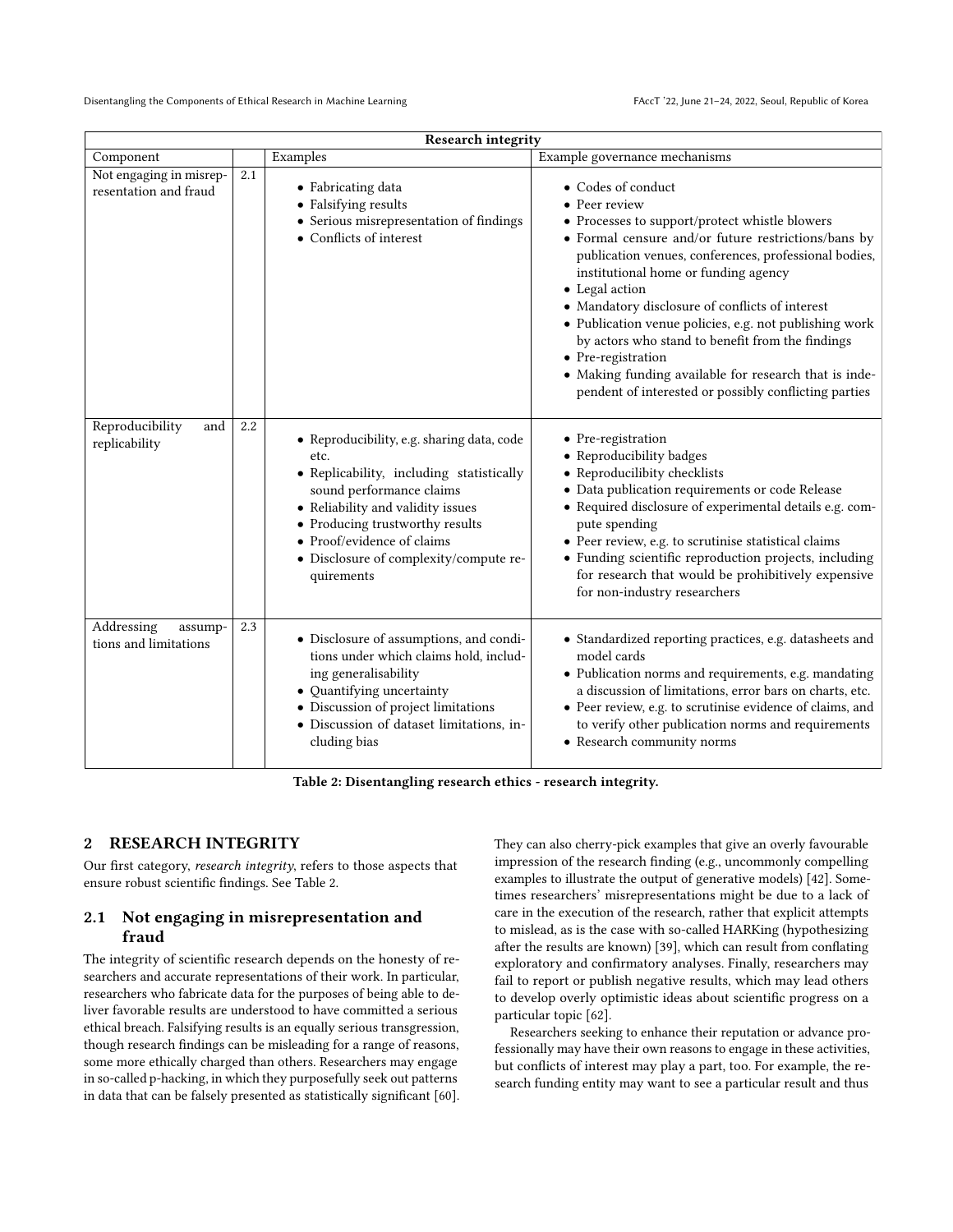| Research integrity | | | |
|---|---|---|---|
| Component | | Examples | Example governance mechanisms |
| Not engaging in misrepresentation and fraud | 2.1 | • Fabricating data<br>• Falsifying results<br>• Serious misrepresentation of findings<br>• Conflicts of interest | • Codes of conduct<br>• Peer review<br>• Processes to support/protect whistle blowers<br>• Formal censure and/or future restrictions/bans by publication venues, conferences, professional bodies, institutional home or funding agency<br>• Legal action<br>• Mandatory disclosure of conflicts of interest<br>• Publication venue policies, e.g. not publishing work by actors who stand to benefit from the findings<br>• Pre-registration<br>• Making funding available for research that is independent of interested or possibly conflicting parties |
| Reproducibility and replicability | 2.2 | • Reproducibility, e.g. sharing data, code etc.<br>• Replicability, including statistically sound performance claims<br>• Reliability and validity issues<br>• Producing trustworthy results<br>• Proof/evidence of claims<br>• Disclosure of complexity/compute requirements | • Pre-registration<br>• Reproducibility badges<br>• Reproducilibity checklists<br>• Data publication requirements or code Release<br>• Required disclosure of experimental details e.g. compute spending<br>• Peer review, e.g. to scrutinise statistical claims<br>• Funding scientific reproduction projects, including for research that would be prohibitively expensive for non-industry researchers |
| Addressing assumptions and limitations | 2.3 | • Disclosure of assumptions, and conditions under which claims hold, including generalisability<br>• Quantifying uncertainty<br>• Discussion of project limitations<br>• Discussion of dataset limitations, including bias | • Standardized reporting practices, e.g. datasheets and model cards<br>• Publication norms and requirements, e.g. mandating a discussion of limitations, error bars on charts, etc.<br>• Peer review, e.g. to scrutinise evidence of claims, and to verify other publication norms and requirements<br>• Research community norms |

**Table 2: Disentangling research ethics - research integrity.**

## 2 RESEARCH INTEGRITY

Our first category, *research integrity*, refers to those aspects that ensure robust scientific findings. See Table 2.

### 2.1 Not engaging in misrepresentation and fraud

The integrity of scientific research depends on the honesty of researchers and accurate representations of their work. In particular, researchers who fabricate data for the purposes of being able to deliver favorable results are understood to have committed a serious ethical breach. Falsifying results is an equally serious transgression, though research findings can be misleading for a range of reasons, some more ethically charged than others. Researchers may engage in so-called p-hacking, in which they purposefully seek out patterns in data that can be falsely presented as statistically significant [60]. They can also cherry-pick examples that give an overly favourable impression of the research finding (e.g., uncommonly compelling examples to illustrate the output of generative models) [42]. Sometimes researchers' misrepresentations might be due to a lack of care in the execution of the research, rather that explicit attempts to mislead, as is the case with so-called HARKing (hypothesizing after the results are known) [39], which can result from conflating exploratory and confirmatory analyses. Finally, researchers may fail to report or publish negative results, which may lead others to develop overly optimistic ideas about scientific progress on a particular topic [62].

Researchers seeking to enhance their reputation or advance professionally may have their own reasons to engage in these activities, but conflicts of interest may play a part, too. For example, the research funding entity may want to see a particular result and thus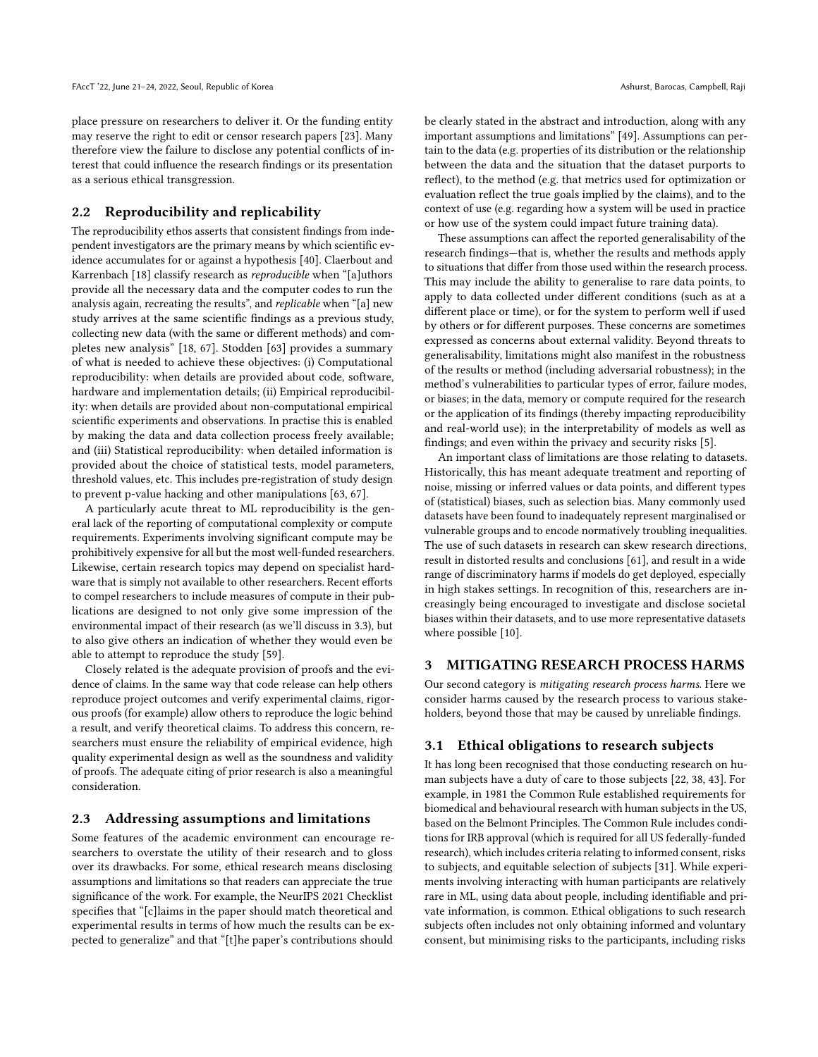place pressure on researchers to deliver it. Or the funding entity may reserve the right to edit or censor research papers [23]. Many therefore view the failure to disclose any potential conflicts of interest that could influence the research findings or its presentation as a serious ethical transgression.

### 2.2 Reproducibility and replicability

The reproducibility ethos asserts that consistent findings from independent investigators are the primary means by which scientific evidence accumulates for or against a hypothesis [40]. Claerbout and Karrenbach [18] classify research as *reproducible* when "[a]uthors provide all the necessary data and the computer codes to run the analysis again, recreating the results", and *replicable* when "[a] new study arrives at the same scientific findings as a previous study, collecting new data (with the same or different methods) and completes new analysis" [18, 67]. Stodden [63] provides a summary of what is needed to achieve these objectives: (i) Computational reproducibility: when details are provided about code, software, hardware and implementation details; (ii) Empirical reproducibility: when details are provided about non-computational empirical scientific experiments and observations. In practise this is enabled by making the data and data collection process freely available; and (iii) Statistical reproducibility: when detailed information is provided about the choice of statistical tests, model parameters, threshold values, etc. This includes pre-registration of study design to prevent p-value hacking and other manipulations [63, 67].

A particularly acute threat to ML reproducibility is the general lack of the reporting of computational complexity or compute requirements. Experiments involving significant compute may be prohibitively expensive for all but the most well-funded researchers. Likewise, certain research topics may depend on specialist hardware that is simply not available to other researchers. Recent efforts to compel researchers to include measures of compute in their publications are designed to not only give some impression of the environmental impact of their research (as we'll discuss in 3.3), but to also give others an indication of whether they would even be able to attempt to reproduce the study [59].

Closely related is the adequate provision of proofs and the evidence of claims. In the same way that code release can help others reproduce project outcomes and verify experimental claims, rigorous proofs (for example) allow others to reproduce the logic behind a result, and verify theoretical claims. To address this concern, researchers must ensure the reliability of empirical evidence, high quality experimental design as well as the soundness and validity of proofs. The adequate citing of prior research is also a meaningful consideration.

### 2.3 Addressing assumptions and limitations

Some features of the academic environment can encourage researchers to overstate the utility of their research and to gloss over its drawbacks. For some, ethical research means disclosing assumptions and limitations so that readers can appreciate the true significance of the work. For example, the NeurIPS 2021 Checklist specifies that "[c]laims in the paper should match theoretical and experimental results in terms of how much the results can be expected to generalize" and that "[t]he paper's contributions should be clearly stated in the abstract and introduction, along with any important assumptions and limitations" [49]. Assumptions can pertain to the data (e.g. properties of its distribution or the relationship between the data and the situation that the dataset purports to reflect), to the method (e.g. that metrics used for optimization or evaluation reflect the true goals implied by the claims), and to the context of use (e.g. regarding how a system will be used in practice or how use of the system could impact future training data).

These assumptions can affect the reported generalisability of the research findings—that is, whether the results and methods apply to situations that differ from those used within the research process. This may include the ability to generalise to rare data points, to apply to data collected under different conditions (such as at a different place or time), or for the system to perform well if used by others or for different purposes. These concerns are sometimes expressed as concerns about external validity. Beyond threats to generalisability, limitations might also manifest in the robustness of the results or method (including adversarial robustness); in the method's vulnerabilities to particular types of error, failure modes, or biases; in the data, memory or compute required for the research or the application of its findings (thereby impacting reproducibility and real-world use); in the interpretability of models as well as findings; and even within the privacy and security risks [5].

An important class of limitations are those relating to datasets. Historically, this has meant adequate treatment and reporting of noise, missing or inferred values or data points, and different types of (statistical) biases, such as selection bias. Many commonly used datasets have been found to inadequately represent marginalised or vulnerable groups and to encode normatively troubling inequalities. The use of such datasets in research can skew research directions, result in distorted results and conclusions [61], and result in a wide range of discriminatory harms if models do get deployed, especially in high stakes settings. In recognition of this, researchers are increasingly being encouraged to investigate and disclose societal biases within their datasets, and to use more representative datasets where possible [10].

## 3 MITIGATING RESEARCH PROCESS HARMS

Our second category is *mitigating research process harms*. Here we consider harms caused by the research process to various stakeholders, beyond those that may be caused by unreliable findings.

### 3.1 Ethical obligations to research subjects

It has long been recognised that those conducting research on human subjects have a duty of care to those subjects [22, 38, 43]. For example, in 1981 the Common Rule established requirements for biomedical and behavioural research with human subjects in the US, based on the Belmont Principles. The Common Rule includes conditions for IRB approval (which is required for all US federally-funded research), which includes criteria relating to informed consent, risks to subjects, and equitable selection of subjects [31]. While experiments involving interacting with human participants are relatively rare in ML, using data about people, including identifiable and private information, is common. Ethical obligations to such research subjects often includes not only obtaining informed and voluntary consent, but minimising risks to the participants, including risks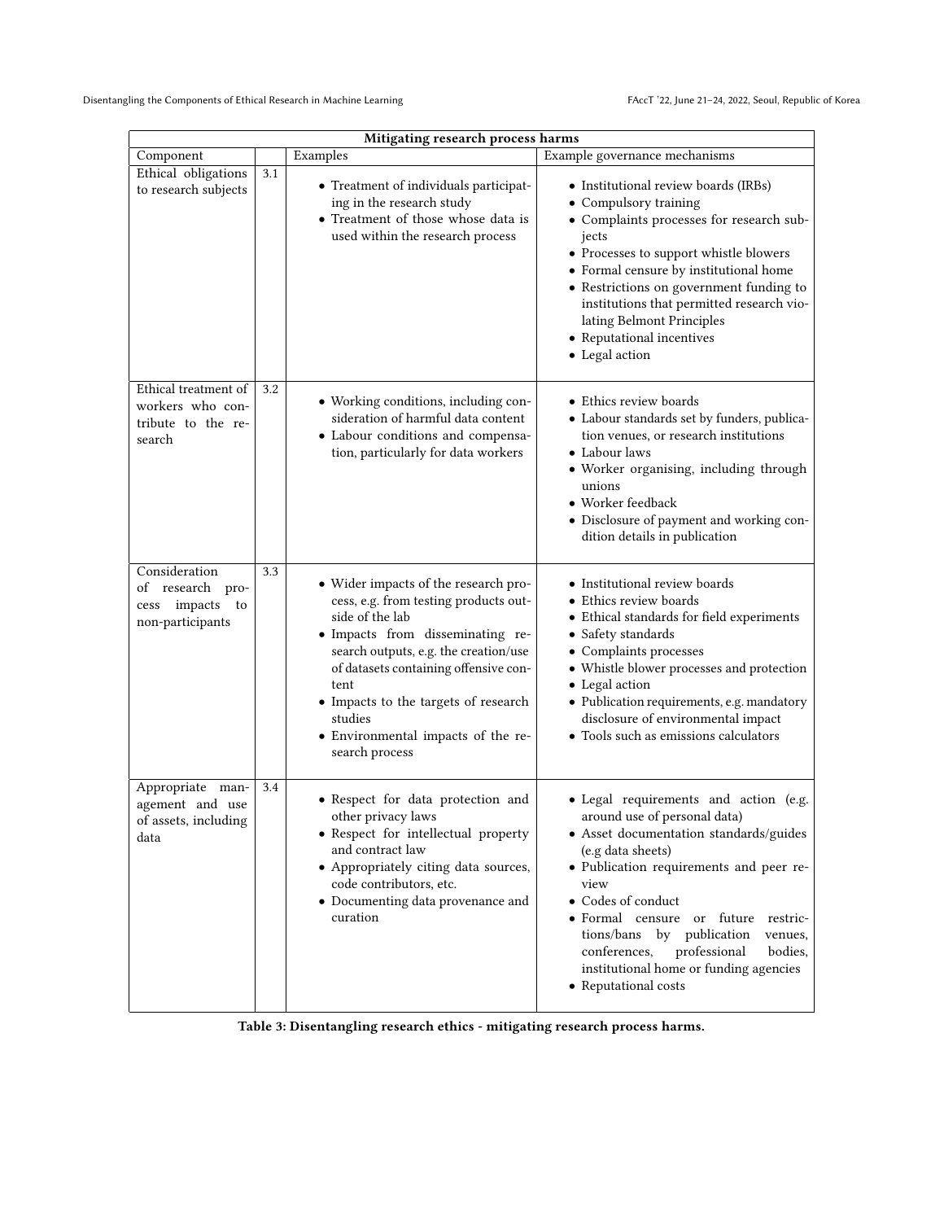| Mitigating research process harms | | | |
|---|---|---|---|
| Component | | Examples | Example governance mechanisms |
| Ethical obligations to research subjects | 3.1 | • Treatment of individuals participating in the research study<br>• Treatment of those whose data is used within the research process | • Institutional review boards (IRBs)<br>• Compulsory training<br>• Complaints processes for research subjects<br>• Processes to support whistle blowers<br>• Formal censure by institutional home<br>• Restrictions on government funding to institutions that permitted research violating Belmont Principles<br>• Reputational incentives<br>• Legal action |
| Ethical treatment of workers who contribute to the research | 3.2 | • Working conditions, including consideration of harmful data content<br>• Labour conditions and compensation, particularly for data workers | • Ethics review boards<br>• Labour standards set by funders, publication venues, or research institutions<br>• Labour laws<br>• Worker organising, including through unions<br>• Worker feedback<br>• Disclosure of payment and working condition details in publication |
| Consideration of research process impacts to non-participants | 3.3 | • Wider impacts of the research process, e.g. from testing products outside of the lab<br>• Impacts from disseminating research outputs, e.g. the creation/use of datasets containing offensive content<br>• Impacts to the targets of research studies<br>• Environmental impacts of the research process | • Institutional review boards<br>• Ethics review boards<br>• Ethical standards for field experiments<br>• Safety standards<br>• Complaints processes<br>• Whistle blower processes and protection<br>• Legal action<br>• Publication requirements, e.g. mandatory disclosure of environmental impact<br>• Tools such as emissions calculators |
| Appropriate management and use of assets, including data | 3.4 | • Respect for data protection and other privacy laws<br>• Respect for intellectual property and contract law<br>• Appropriately citing data sources, code contributors, etc.<br>• Documenting data provenance and curation | • Legal requirements and action (e.g. around use of personal data)<br>• Asset documentation standards/guides (e.g data sheets)<br>• Publication requirements and peer review<br>• Codes of conduct<br>• Formal censure or future restrictions/bans by publication venues, conferences, professional bodies, institutional home or funding agencies<br>• Reputational costs |

**Table 3: Disentangling research ethics - mitigating research process harms.**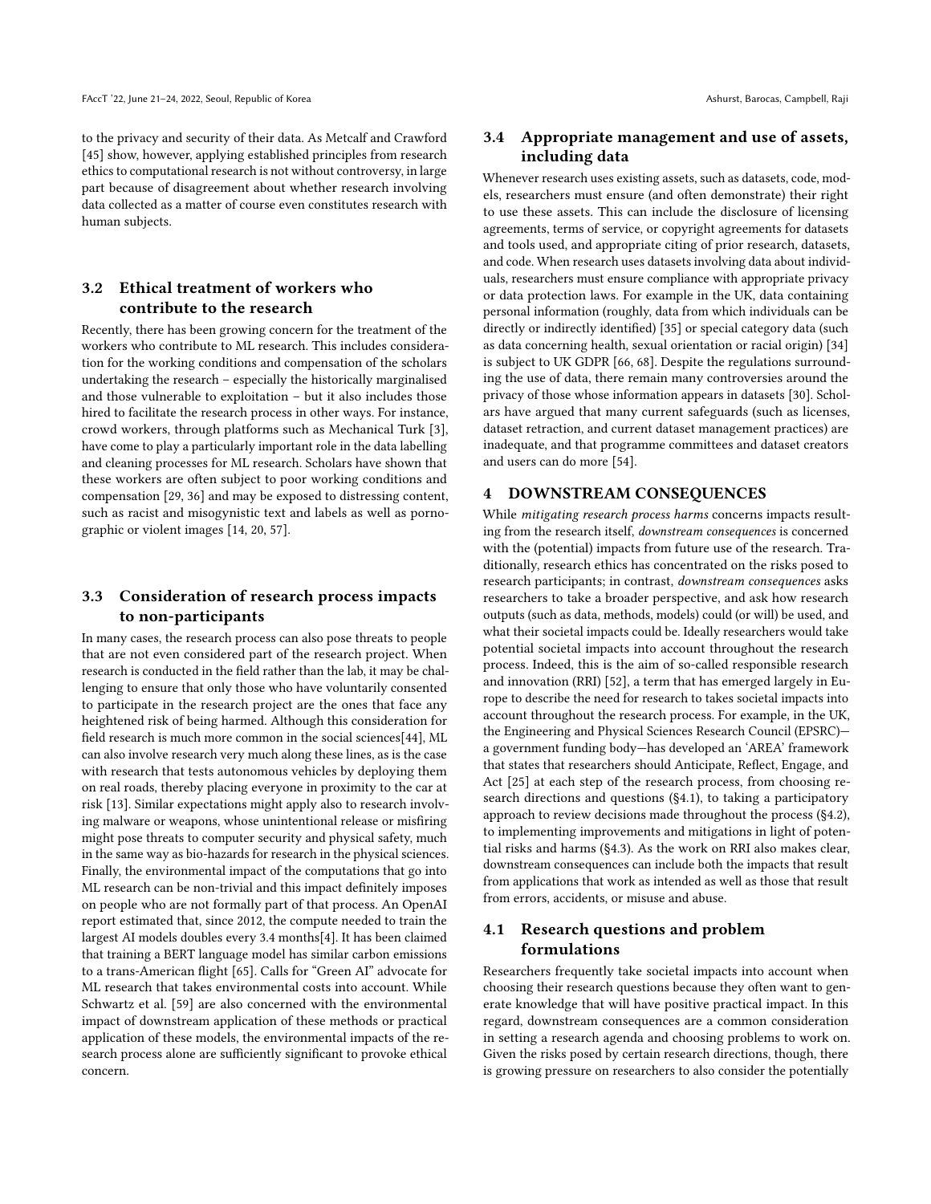to the privacy and security of their data. As Metcalf and Crawford [45] show, however, applying established principles from research ethics to computational research is not without controversy, in large part because of disagreement about whether research involving data collected as a matter of course even constitutes research with human subjects.

### 3.2 Ethical treatment of workers who contribute to the research

Recently, there has been growing concern for the treatment of the workers who contribute to ML research. This includes consideration for the working conditions and compensation of the scholars undertaking the research – especially the historically marginalised and those vulnerable to exploitation – but it also includes those hired to facilitate the research process in other ways. For instance, crowd workers, through platforms such as Mechanical Turk [3], have come to play a particularly important role in the data labelling and cleaning processes for ML research. Scholars have shown that these workers are often subject to poor working conditions and compensation [29, 36] and may be exposed to distressing content, such as racist and misogynistic text and labels as well as pornographic or violent images [14, 20, 57].

### 3.3 Consideration of research process impacts to non-participants

In many cases, the research process can also pose threats to people that are not even considered part of the research project. When research is conducted in the field rather than the lab, it may be challenging to ensure that only those who have voluntarily consented to participate in the research project are the ones that face any heightened risk of being harmed. Although this consideration for field research is much more common in the social sciences[44], ML can also involve research very much along these lines, as is the case with research that tests autonomous vehicles by deploying them on real roads, thereby placing everyone in proximity to the car at risk [13]. Similar expectations might apply also to research involving malware or weapons, whose unintentional release or misfiring might pose threats to computer security and physical safety, much in the same way as bio-hazards for research in the physical sciences. Finally, the environmental impact of the computations that go into ML research can be non-trivial and this impact definitely imposes on people who are not formally part of that process. An OpenAI report estimated that, since 2012, the compute needed to train the largest AI models doubles every 3.4 months[4]. It has been claimed that training a BERT language model has similar carbon emissions to a trans-American flight [65]. Calls for "Green AI" advocate for ML research that takes environmental costs into account. While Schwartz et al. [59] are also concerned with the environmental impact of downstream application of these methods or practical application of these models, the environmental impacts of the research process alone are sufficiently significant to provoke ethical concern.

### 3.4 Appropriate management and use of assets, including data

Whenever research uses existing assets, such as datasets, code, models, researchers must ensure (and often demonstrate) their right to use these assets. This can include the disclosure of licensing agreements, terms of service, or copyright agreements for datasets and tools used, and appropriate citing of prior research, datasets, and code. When research uses datasets involving data about individuals, researchers must ensure compliance with appropriate privacy or data protection laws. For example in the UK, data containing personal information (roughly, data from which individuals can be directly or indirectly identified) [35] or special category data (such as data concerning health, sexual orientation or racial origin) [34] is subject to UK GDPR [66, 68]. Despite the regulations surrounding the use of data, there remain many controversies around the privacy of those whose information appears in datasets [30]. Scholars have argued that many current safeguards (such as licenses, dataset retraction, and current dataset management practices) are inadequate, and that programme committees and dataset creators and users can do more [54].

## 4 DOWNSTREAM CONSEQUENCES

While *mitigating research process harms* concerns impacts resulting from the research itself, *downstream consequences* is concerned with the (potential) impacts from future use of the research. Traditionally, research ethics has concentrated on the risks posed to research participants; in contrast, *downstream consequences* asks researchers to take a broader perspective, and ask how research outputs (such as data, methods, models) could (or will) be used, and what their societal impacts could be. Ideally researchers would take potential societal impacts into account throughout the research process. Indeed, this is the aim of so-called responsible research and innovation (RRI) [52], a term that has emerged largely in Europe to describe the need for research to takes societal impacts into account throughout the research process. For example, in the UK, the Engineering and Physical Sciences Research Council (EPSRC)—a government funding body—has developed an 'AREA' framework that states that researchers should Anticipate, Reflect, Engage, and Act [25] at each step of the research process, from choosing research directions and questions (§4.1), to taking a participatory approach to review decisions made throughout the process (§4.2), to implementing improvements and mitigations in light of potential risks and harms (§4.3). As the work on RRI also makes clear, downstream consequences can include both the impacts that result from applications that work as intended as well as those that result from errors, accidents, or misuse and abuse.

### 4.1 Research questions and problem formulations

Researchers frequently take societal impacts into account when choosing their research questions because they often want to generate knowledge that will have positive practical impact. In this regard, downstream consequences are a common consideration in setting a research agenda and choosing problems to work on. Given the risks posed by certain research directions, though, there is growing pressure on researchers to also consider the potentially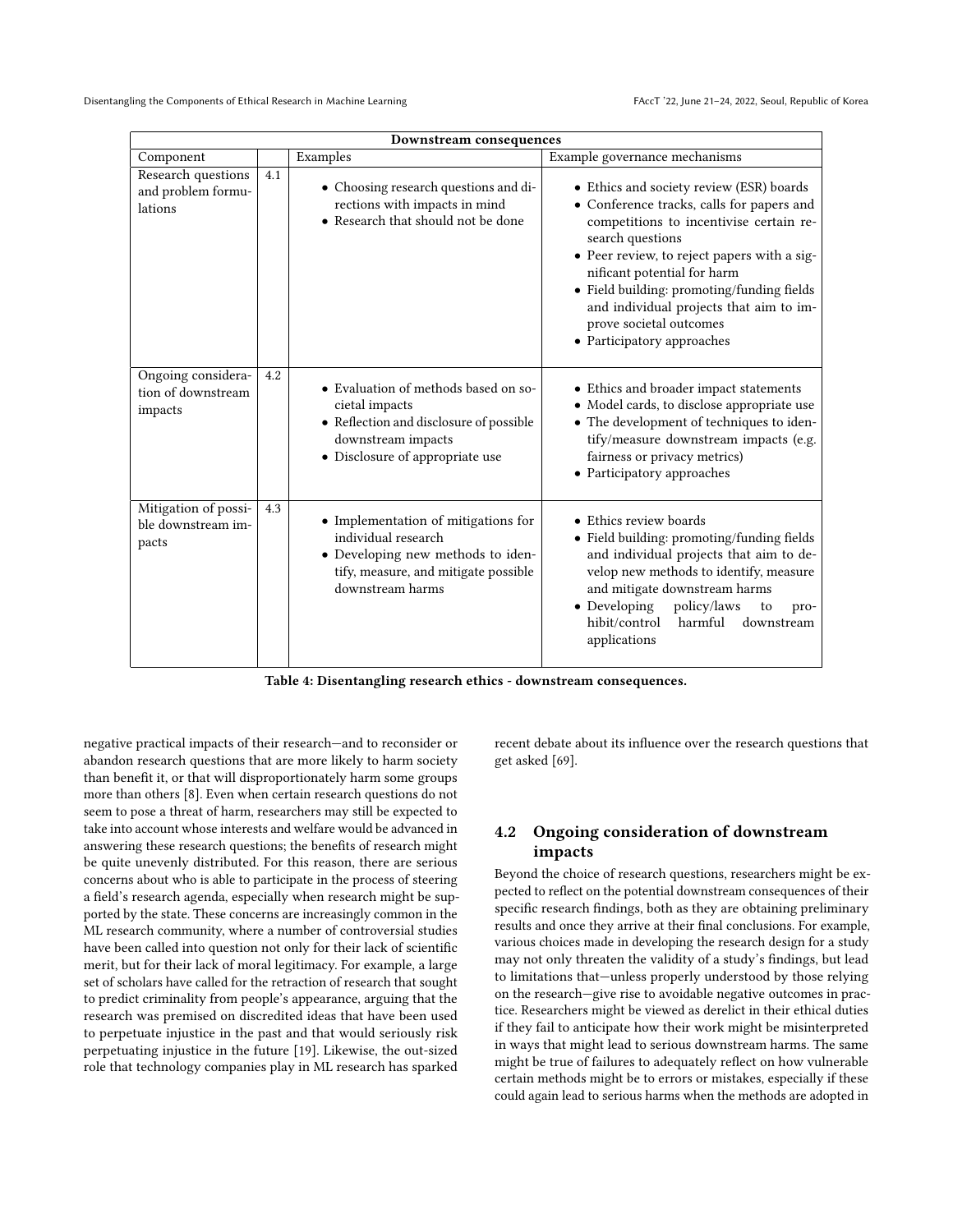| Downstream consequences | | | |
|---|---|---|---|
| Component | | Examples | Example governance mechanisms |
| Research questions and problem formulations | 4.1 | • Choosing research questions and directions with impacts in mind<br>• Research that should not be done | • Ethics and society review (ESR) boards<br>• Conference tracks, calls for papers and competitions to incentivise certain research questions<br>• Peer review, to reject papers with a significant potential for harm<br>• Field building: promoting/funding fields and individual projects that aim to improve societal outcomes<br>• Participatory approaches |
| Ongoing consideration of downstream impacts | 4.2 | • Evaluation of methods based on societal impacts<br>• Reflection and disclosure of possible downstream impacts<br>• Disclosure of appropriate use | • Ethics and broader impact statements<br>• Model cards, to disclose appropriate use<br>• The development of techniques to identify/measure downstream impacts (e.g. fairness or privacy metrics)<br>• Participatory approaches |
| Mitigation of possible downstream impacts | 4.3 | • Implementation of mitigations for individual research<br>• Developing new methods to identify, measure, and mitigate possible downstream harms | • Ethics review boards<br>• Field building: promoting/funding fields and individual projects that aim to develop new methods to identify, measure and mitigate downstream harms<br>• Developing policy/laws to prohibit/control harmful downstream applications |

**Table 4: Disentangling research ethics - downstream consequences.**

negative practical impacts of their research—and to reconsider or abandon research questions that are more likely to harm society than benefit it, or that will disproportionately harm some groups more than others [8]. Even when certain research questions do not seem to pose a threat of harm, researchers may still be expected to take into account whose interests and welfare would be advanced in answering these research questions; the benefits of research might be quite unevenly distributed. For this reason, there are serious concerns about who is able to participate in the process of steering a field's research agenda, especially when research might be supported by the state. These concerns are increasingly common in the ML research community, where a number of controversial studies have been called into question not only for their lack of scientific merit, but for their lack of moral legitimacy. For example, a large set of scholars have called for the retraction of research that sought to predict criminality from people's appearance, arguing that the research was premised on discredited ideas that have been used to perpetuate injustice in the past and that would seriously risk perpetuating injustice in the future [19]. Likewise, the out-sized role that technology companies play in ML research has sparked recent debate about its influence over the research questions that get asked [69].

## 4.2 Ongoing consideration of downstream impacts

Beyond the choice of research questions, researchers might be expected to reflect on the potential downstream consequences of their specific research findings, both as they are obtaining preliminary results and once they arrive at their final conclusions. For example, various choices made in developing the research design for a study may not only threaten the validity of a study's findings, but lead to limitations that—unless properly understood by those relying on the research—give rise to avoidable negative outcomes in practice. Researchers might be viewed as derelict in their ethical duties if they fail to anticipate how their work might be misinterpreted in ways that might lead to serious downstream harms. The same might be true of failures to adequately reflect on how vulnerable certain methods might be to errors or mistakes, especially if these could again lead to serious harms when the methods are adopted in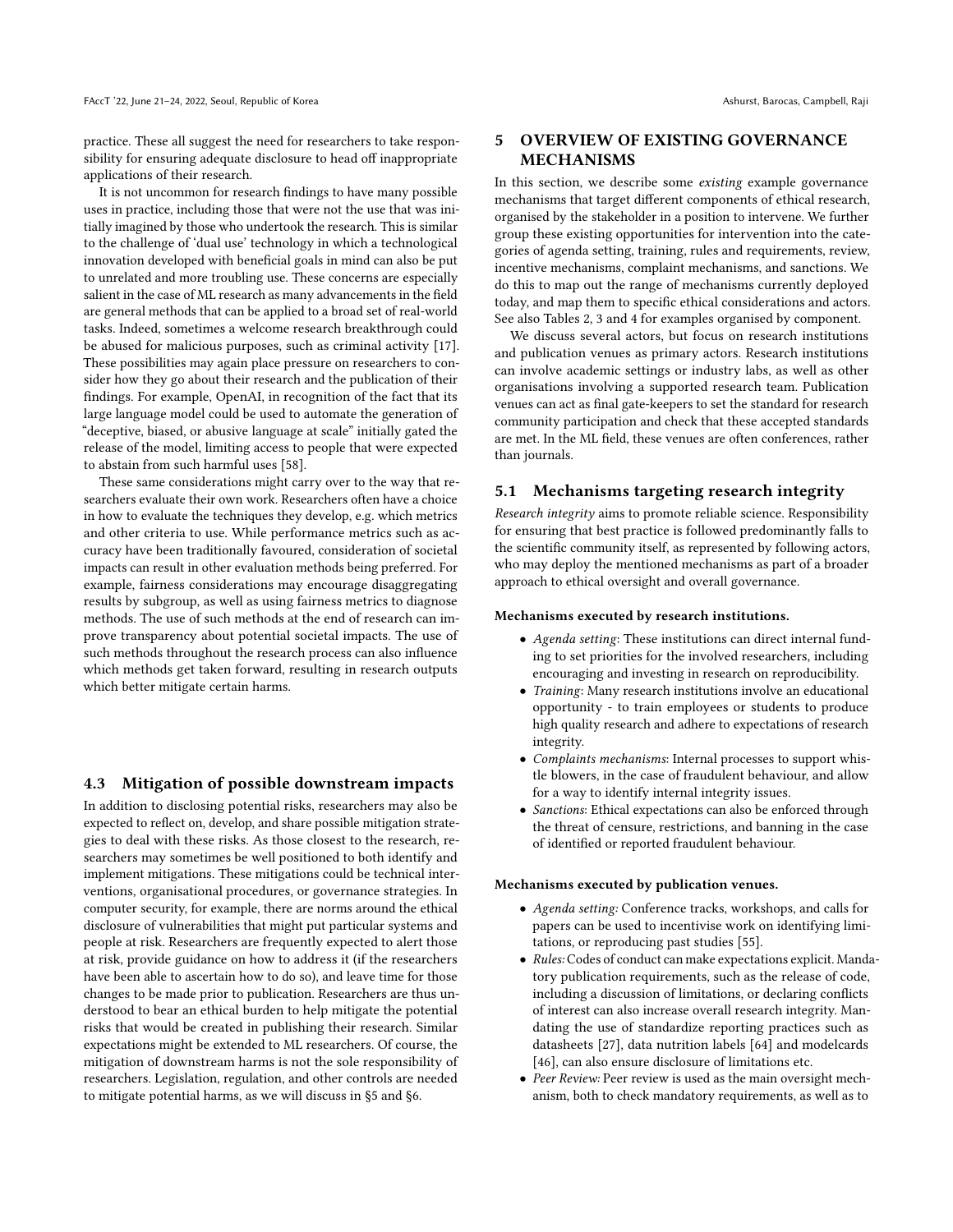practice. These all suggest the need for researchers to take responsibility for ensuring adequate disclosure to head off inappropriate applications of their research.

It is not uncommon for research findings to have many possible uses in practice, including those that were not the use that was initially imagined by those who undertook the research. This is similar to the challenge of 'dual use' technology in which a technological innovation developed with beneficial goals in mind can also be put to unrelated and more troubling use. These concerns are especially salient in the case of ML research as many advancements in the field are general methods that can be applied to a broad set of real-world tasks. Indeed, sometimes a welcome research breakthrough could be abused for malicious purposes, such as criminal activity [17]. These possibilities may again place pressure on researchers to consider how they go about their research and the publication of their findings. For example, OpenAI, in recognition of the fact that its large language model could be used to automate the generation of "deceptive, biased, or abusive language at scale" initially gated the release of the model, limiting access to people that were expected to abstain from such harmful uses [58].

These same considerations might carry over to the way that researchers evaluate their own work. Researchers often have a choice in how to evaluate the techniques they develop, e.g. which metrics and other criteria to use. While performance metrics such as accuracy have been traditionally favoured, consideration of societal impacts can result in other evaluation methods being preferred. For example, fairness considerations may encourage disaggregating results by subgroup, as well as using fairness metrics to diagnose methods. The use of such methods at the end of research can improve transparency about potential societal impacts. The use of such methods throughout the research process can also influence which methods get taken forward, resulting in research outputs which better mitigate certain harms.

### 4.3 Mitigation of possible downstream impacts

In addition to disclosing potential risks, researchers may also be expected to reflect on, develop, and share possible mitigation strategies to deal with these risks. As those closest to the research, researchers may sometimes be well positioned to both identify and implement mitigations. These mitigations could be technical interventions, organisational procedures, or governance strategies. In computer security, for example, there are norms around the ethical disclosure of vulnerabilities that might put particular systems and people at risk. Researchers are frequently expected to alert those at risk, provide guidance on how to address it (if the researchers have been able to ascertain how to do so), and leave time for those changes to be made prior to publication. Researchers are thus understood to bear an ethical burden to help mitigate the potential risks that would be created in publishing their research. Similar expectations might be extended to ML researchers. Of course, the mitigation of downstream harms is not the sole responsibility of researchers. Legislation, regulation, and other controls are needed to mitigate potential harms, as we will discuss in §5 and §6.

## 5 OVERVIEW OF EXISTING GOVERNANCE MECHANISMS

In this section, we describe some *existing* example governance mechanisms that target different components of ethical research, organised by the stakeholder in a position to intervene. We further group these existing opportunities for intervention into the categories of agenda setting, training, rules and requirements, review, incentive mechanisms, complaint mechanisms, and sanctions. We do this to map out the range of mechanisms currently deployed today, and map them to specific ethical considerations and actors. See also Tables 2, 3 and 4 for examples organised by component.

We discuss several actors, but focus on research institutions and publication venues as primary actors. Research institutions can involve academic settings or industry labs, as well as other organisations involving a supported research team. Publication venues can act as final gate-keepers to set the standard for research community participation and check that these accepted standards are met. In the ML field, these venues are often conferences, rather than journals.

### 5.1 Mechanisms targeting research integrity

*Research integrity* aims to promote reliable science. Responsibility for ensuring that best practice is followed predominantly falls to the scientific community itself, as represented by following actors, who may deploy the mentioned mechanisms as part of a broader approach to ethical oversight and overall governance.

**Mechanisms executed by research institutions.**

- *Agenda setting*: These institutions can direct internal funding to set priorities for the involved researchers, including encouraging and investing in research on reproducibility.
- *Training*: Many research institutions involve an educational opportunity - to train employees or students to produce high quality research and adhere to expectations of research integrity.
- *Complaints mechanisms*: Internal processes to support whistle blowers, in the case of fraudulent behaviour, and allow for a way to identify internal integrity issues.
- *Sanctions*: Ethical expectations can also be enforced through the threat of censure, restrictions, and banning in the case of identified or reported fraudulent behaviour.

**Mechanisms executed by publication venues.**

- *Agenda setting:* Conference tracks, workshops, and calls for papers can be used to incentivise work on identifying limitations, or reproducing past studies [55].
- *Rules:* Codes of conduct can make expectations explicit. Mandatory publication requirements, such as the release of code, including a discussion of limitations, or declaring conflicts of interest can also increase overall research integrity. Mandating the use of standardize reporting practices such as datasheets [27], data nutrition labels [64] and modelcards [46], can also ensure disclosure of limitations etc.
- *Peer Review:* Peer review is used as the main oversight mechanism, both to check mandatory requirements, as well as to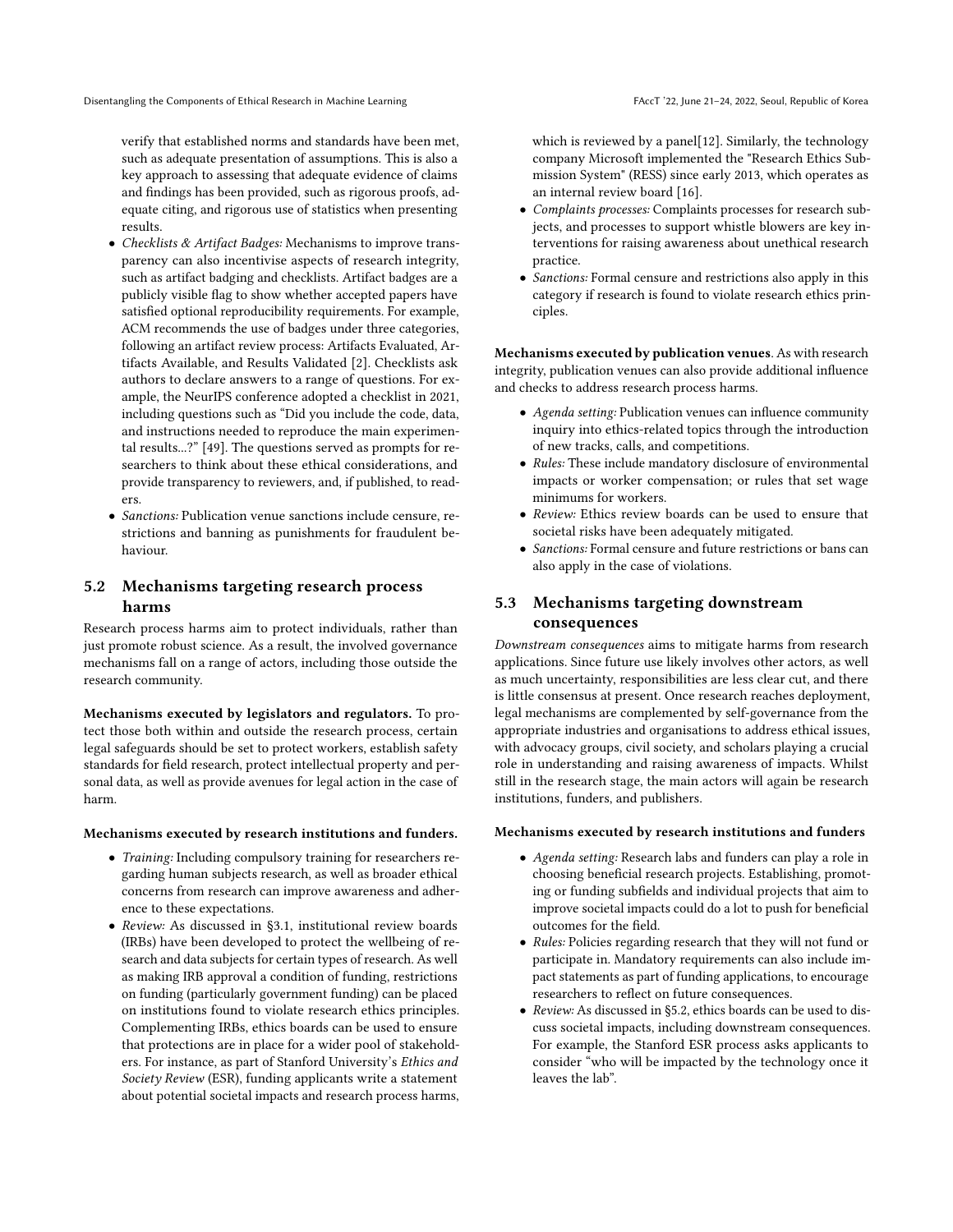verify that established norms and standards have been met, such as adequate presentation of assumptions. This is also a key approach to assessing that adequate evidence of claims and findings has been provided, such as rigorous proofs, adequate citing, and rigorous use of statistics when presenting results.

- *Checklists & Artifact Badges:* Mechanisms to improve transparency can also incentivise aspects of research integrity, such as artifact badging and checklists. Artifact badges are a publicly visible flag to show whether accepted papers have satisfied optional reproducibility requirements. For example, ACM recommends the use of badges under three categories, following an artifact review process: Artifacts Evaluated, Artifacts Available, and Results Validated [2]. Checklists ask authors to declare answers to a range of questions. For example, the NeurIPS conference adopted a checklist in 2021, including questions such as "Did you include the code, data, and instructions needed to reproduce the main experimental results...?" [49]. The questions served as prompts for researchers to think about these ethical considerations, and provide transparency to reviewers, and, if published, to readers.
- *Sanctions:* Publication venue sanctions include censure, restrictions and banning as punishments for fraudulent behaviour.

## 5.2 Mechanisms targeting research process harms

Research process harms aim to protect individuals, rather than just promote robust science. As a result, the involved governance mechanisms fall on a range of actors, including those outside the research community.

**Mechanisms executed by legislators and regulators.** To protect those both within and outside the research process, certain legal safeguards should be set to protect workers, establish safety standards for field research, protect intellectual property and personal data, as well as provide avenues for legal action in the case of harm.

**Mechanisms executed by research institutions and funders.**

- *Training:* Including compulsory training for researchers regarding human subjects research, as well as broader ethical concerns from research can improve awareness and adherence to these expectations.
- *Review:* As discussed in §3.1, institutional review boards (IRBs) have been developed to protect the wellbeing of research and data subjects for certain types of research. As well as making IRB approval a condition of funding, restrictions on funding (particularly government funding) can be placed on institutions found to violate research ethics principles. Complementing IRBs, ethics boards can be used to ensure that protections are in place for a wider pool of stakeholders. For instance, as part of Stanford University's *Ethics and Society Review* (ESR), funding applicants write a statement about potential societal impacts and research process harms, which is reviewed by a panel[12]. Similarly, the technology company Microsoft implemented the "Research Ethics Submission System" (RESS) since early 2013, which operates as an internal review board [16].
- *Complaints processes:* Complaints processes for research subjects, and processes to support whistle blowers are key interventions for raising awareness about unethical research practice.
- *Sanctions:* Formal censure and restrictions also apply in this category if research is found to violate research ethics principles.

**Mechanisms executed by publication venues**. As with research integrity, publication venues can also provide additional influence and checks to address research process harms.

- *Agenda setting:* Publication venues can influence community inquiry into ethics-related topics through the introduction of new tracks, calls, and competitions.
- *Rules:* These include mandatory disclosure of environmental impacts or worker compensation; or rules that set wage minimums for workers.
- *Review:* Ethics review boards can be used to ensure that societal risks have been adequately mitigated.
- *Sanctions:* Formal censure and future restrictions or bans can also apply in the case of violations.

## 5.3 Mechanisms targeting downstream consequences

*Downstream consequences* aims to mitigate harms from research applications. Since future use likely involves other actors, as well as much uncertainty, responsibilities are less clear cut, and there is little consensus at present. Once research reaches deployment, legal mechanisms are complemented by self-governance from the appropriate industries and organisations to address ethical issues, with advocacy groups, civil society, and scholars playing a crucial role in understanding and raising awareness of impacts. Whilst still in the research stage, the main actors will again be research institutions, funders, and publishers.

**Mechanisms executed by research institutions and funders**

- *Agenda setting:* Research labs and funders can play a role in choosing beneficial research projects. Establishing, promoting or funding subfields and individual projects that aim to improve societal impacts could do a lot to push for beneficial outcomes for the field.
- *Rules:* Policies regarding research that they will not fund or participate in. Mandatory requirements can also include impact statements as part of funding applications, to encourage researchers to reflect on future consequences.
- *Review:* As discussed in §5.2, ethics boards can be used to discuss societal impacts, including downstream consequences. For example, the Stanford ESR process asks applicants to consider "who will be impacted by the technology once it leaves the lab".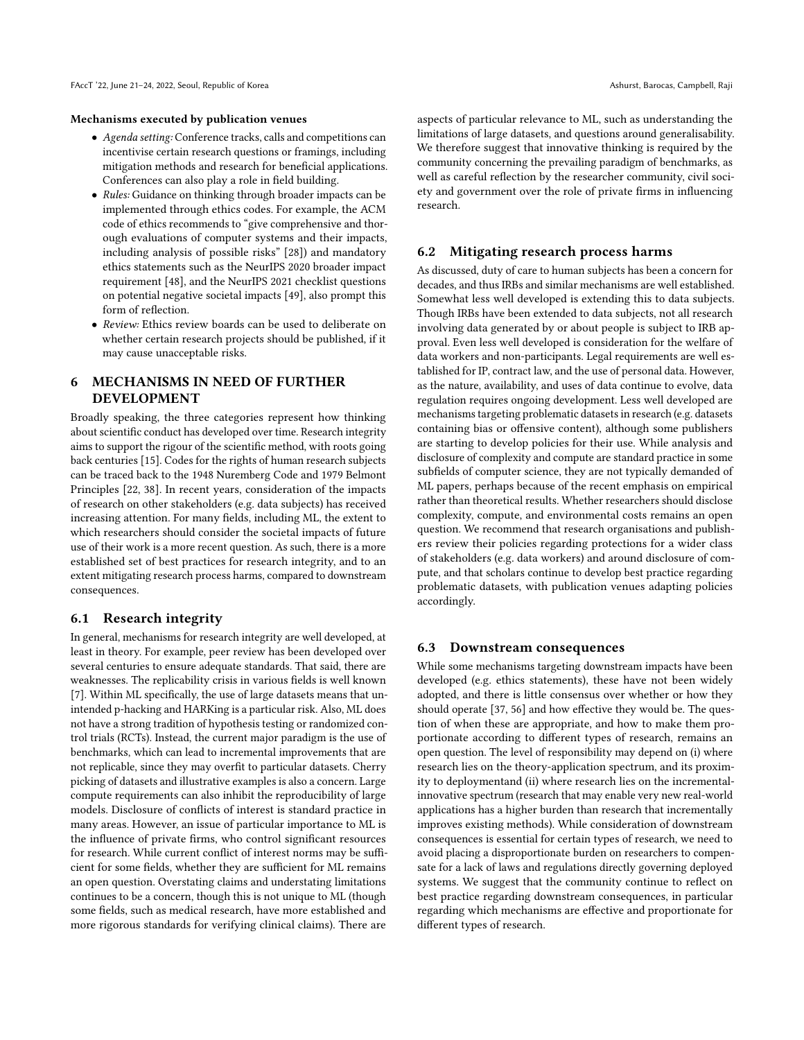**Mechanisms executed by publication venues**

- *Agenda setting:* Conference tracks, calls and competitions can incentivise certain research questions or framings, including mitigation methods and research for beneficial applications. Conferences can also play a role in field building.
- *Rules:* Guidance on thinking through broader impacts can be implemented through ethics codes. For example, the ACM code of ethics recommends to "give comprehensive and thorough evaluations of computer systems and their impacts, including analysis of possible risks" [28]) and mandatory ethics statements such as the NeurIPS 2020 broader impact requirement [48], and the NeurIPS 2021 checklist questions on potential negative societal impacts [49], also prompt this form of reflection.
- *Review:* Ethics review boards can be used to deliberate on whether certain research projects should be published, if it may cause unacceptable risks.

## 6 MECHANISMS IN NEED OF FURTHER DEVELOPMENT

Broadly speaking, the three categories represent how thinking about scientific conduct has developed over time. Research integrity aims to support the rigour of the scientific method, with roots going back centuries [15]. Codes for the rights of human research subjects can be traced back to the 1948 Nuremberg Code and 1979 Belmont Principles [22, 38]. In recent years, consideration of the impacts of research on other stakeholders (e.g. data subjects) has received increasing attention. For many fields, including ML, the extent to which researchers should consider the societal impacts of future use of their work is a more recent question. As such, there is a more established set of best practices for research integrity, and to an extent mitigating research process harms, compared to downstream consequences.

### 6.1 Research integrity

In general, mechanisms for research integrity are well developed, at least in theory. For example, peer review has been developed over several centuries to ensure adequate standards. That said, there are weaknesses. The replicability crisis in various fields is well known [7]. Within ML specifically, the use of large datasets means that unintended p-hacking and HARKing is a particular risk. Also, ML does not have a strong tradition of hypothesis testing or randomized control trials (RCTs). Instead, the current major paradigm is the use of benchmarks, which can lead to incremental improvements that are not replicable, since they may overfit to particular datasets. Cherry picking of datasets and illustrative examples is also a concern. Large compute requirements can also inhibit the reproducibility of large models. Disclosure of conflicts of interest is standard practice in many areas. However, an issue of particular importance to ML is the influence of private firms, who control significant resources for research. While current conflict of interest norms may be sufficient for some fields, whether they are sufficient for ML remains an open question. Overstating claims and understating limitations continues to be a concern, though this is not unique to ML (though some fields, such as medical research, have more established and more rigorous standards for verifying clinical claims). There are aspects of particular relevance to ML, such as understanding the limitations of large datasets, and questions around generalisability. We therefore suggest that innovative thinking is required by the community concerning the prevailing paradigm of benchmarks, as well as careful reflection by the researcher community, civil society and government over the role of private firms in influencing research.

### 6.2 Mitigating research process harms

As discussed, duty of care to human subjects has been a concern for decades, and thus IRBs and similar mechanisms are well established. Somewhat less well developed is extending this to data subjects. Though IRBs have been extended to data subjects, not all research involving data generated by or about people is subject to IRB approval. Even less well developed is consideration for the welfare of data workers and non-participants. Legal requirements are well established for IP, contract law, and the use of personal data. However, as the nature, availability, and uses of data continue to evolve, data regulation requires ongoing development. Less well developed are mechanisms targeting problematic datasets in research (e.g. datasets containing bias or offensive content), although some publishers are starting to develop policies for their use. While analysis and disclosure of complexity and compute are standard practice in some subfields of computer science, they are not typically demanded of ML papers, perhaps because of the recent emphasis on empirical rather than theoretical results. Whether researchers should disclose complexity, compute, and environmental costs remains an open question. We recommend that research organisations and publishers review their policies regarding protections for a wider class of stakeholders (e.g. data workers) and around disclosure of compute, and that scholars continue to develop best practice regarding problematic datasets, with publication venues adapting policies accordingly.

### 6.3 Downstream consequences

While some mechanisms targeting downstream impacts have been developed (e.g. ethics statements), these have not been widely adopted, and there is little consensus over whether or how they should operate [37, 56] and how effective they would be. The question of when these are appropriate, and how to make them proportionate according to different types of research, remains an open question. The level of responsibility may depend on (i) where research lies on the theory-application spectrum, and its proximity to deploymentand (ii) where research lies on the incremental-innovative spectrum (research that may enable very new real-world applications has a higher burden than research that incrementally improves existing methods). While consideration of downstream consequences is essential for certain types of research, we need to avoid placing a disproportionate burden on researchers to compensate for a lack of laws and regulations directly governing deployed systems. We suggest that the community continue to reflect on best practice regarding downstream consequences, in particular regarding which mechanisms are effective and proportionate for different types of research.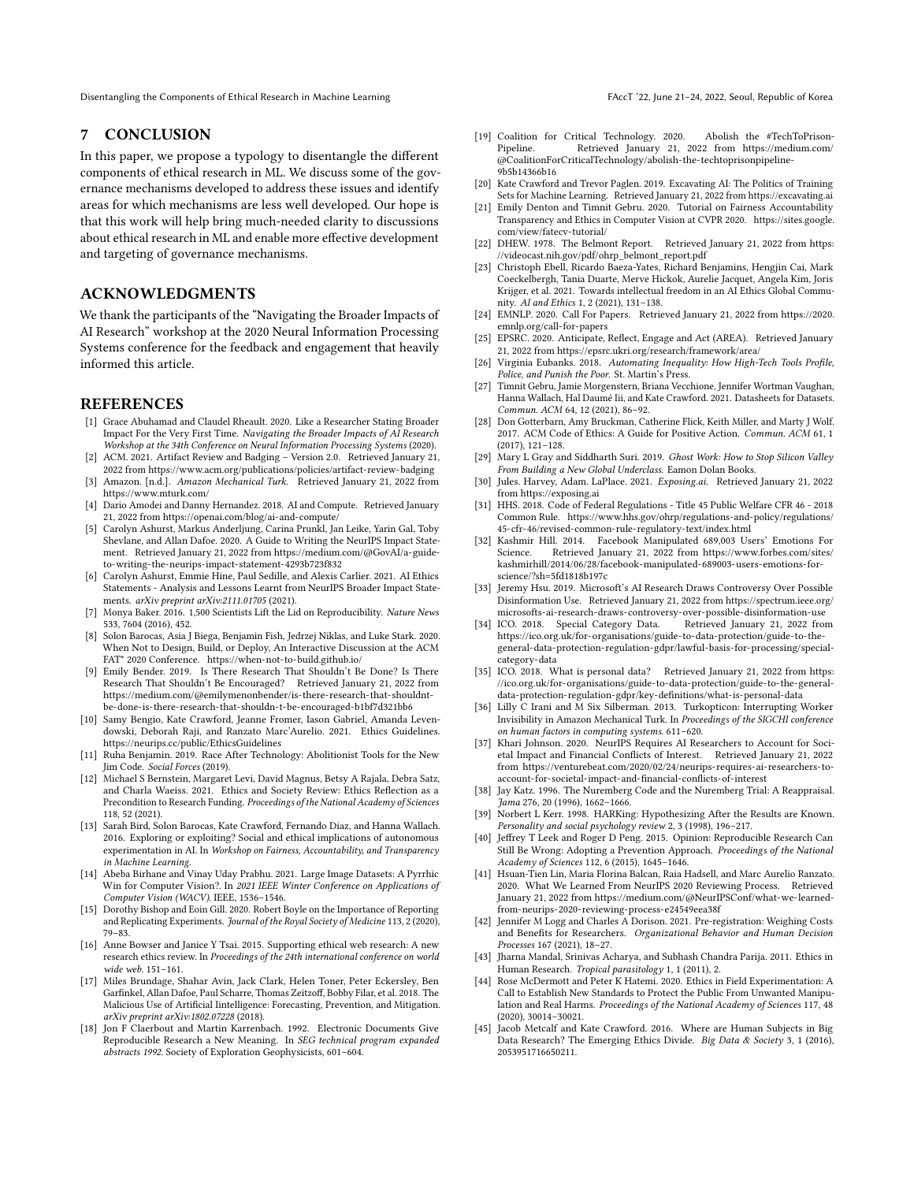## 7 CONCLUSION

In this paper, we propose a typology to disentangle the different components of ethical research in ML. We discuss some of the governance mechanisms developed to address these issues and identify areas for which mechanisms are less well developed. Our hope is that this work will help bring much-needed clarity to discussions about ethical research in ML and enable more effective development and targeting of governance mechanisms.

## ACKNOWLEDGMENTS

We thank the participants of the "Navigating the Broader Impacts of AI Research" workshop at the 2020 Neural Information Processing Systems conference for the feedback and engagement that heavily informed this article.

## REFERENCES

[1] Grace Abuhamad and Claudel Rheault. 2020. Like a Researcher Stating Broader Impact For the Very First Time. *Navigating the Broader Impacts of AI Research Workshop at the 34th Conference on Neural Information Processing Systems* (2020).

[2] ACM. 2021. Artifact Review and Badging – Version 2.0. Retrieved January 21, 2022 from https://www.acm.org/publications/policies/artifact-review-badging

[3] Amazon. [n.d.]. *Amazon Mechanical Turk*. Retrieved January 21, 2022 from https://www.mturk.com/

[4] Dario Amodei and Danny Hernandez. 2018. AI and Compute. Retrieved January 21, 2022 from https://openai.com/blog/ai-and-compute/

[5] Carolyn Ashurst, Markus Anderljung, Carina Prunkl, Jan Leike, Yarin Gal, Toby Shevlane, and Allan Dafoe. 2020. A Guide to Writing the NeurIPS Impact Statement. Retrieved January 21, 2022 from https://medium.com/@GovAI/a-guide-to-writing-the-neurips-impact-statement-4293b723f832

[6] Carolyn Ashurst, Emmie Hine, Paul Sedille, and Alexis Carlier. 2021. AI Ethics Statements - Analysis and Lessons Learnt from NeurIPS Broader Impact Statements. *arXiv preprint arXiv:2111.01705* (2021).

[7] Monya Baker. 2016. 1,500 Scientists Lift the Lid on Reproducibility. *Nature News* 533, 7604 (2016), 452.

[8] Solon Barocas, Asia J Biega, Benjamin Fish, Jedrzej Niklas, and Luke Stark. 2020. When Not to Design, Build, or Deploy, An Interactive Discussion at the ACM FAT* 2020 Conference. https://when-not-to-build.github.io/

[9] Emily Bender. 2019. Is There Research That Shouldn't Be Done? Is There Research That Shouldn't Be Encouraged? Retrieved January 21, 2022 from https://medium.com/@emilymenonbender/is-there-research-that-shouldnt-be-done-is-there-research-that-shouldn-t-be-encouraged-b1bf7d321bb6

[10] Samy Bengio, Kate Crawford, Jeanne Fromer, Iason Gabriel, Amanda Levendowski, Deborah Raji, and Ranzato Marc'Aurelio. 2021. Ethics Guidelines. https://neurips.cc/public/EthicsGuidelines

[11] Ruha Benjamin. 2019. Race After Technology: Abolitionist Tools for the New Jim Code. *Social Forces* (2019).

[12] Michael S Bernstein, Margaret Levi, David Magnus, Betsy A Rajala, Debra Satz, and Charla Waeiss. 2021. Ethics and Society Review: Ethics Reflection as a Precondition to Research Funding. *Proceedings of the National Academy of Sciences* 118, 52 (2021).

[13] Sarah Bird, Solon Barocas, Kate Crawford, Fernando Diaz, and Hanna Wallach. 2016. Exploring or exploiting? Social and ethical implications of autonomous experimentation in AI. In *Workshop on Fairness, Accountability, and Transparency in Machine Learning*.

[14] Abeba Birhane and Vinay Uday Prabhu. 2021. Large Image Datasets: A Pyrrhic Win for Computer Vision?. In *2021 IEEE Winter Conference on Applications of Computer Vision (WACV)*. IEEE, 1536–1546.

[15] Dorothy Bishop and Eoin Gill. 2020. Robert Boyle on the Importance of Reporting and Replicating Experiments. *Journal of the Royal Society of Medicine* 113, 2 (2020), 79–83.

[16] Anne Bowser and Janice Y Tsai. 2015. Supporting ethical web research: A new research ethics review. In *Proceedings of the 24th international conference on world wide web*. 151–161.

[17] Miles Brundage, Shahar Avin, Jack Clark, Helen Toner, Peter Eckersley, Ben Garfinkel, Allan Dafoe, Paul Scharre, Thomas Zeitzoff, Bobby Filar, et al. 2018. The Malicious Use of Artificial Iintelligence: Forecasting, Prevention, and Mitigation. *arXiv preprint arXiv:1802.07228* (2018).

[18] Jon F Claerbout and Martin Karrenbach. 1992. Electronic Documents Give Reproducible Research a New Meaning. In *SEG technical program expanded abstracts 1992*. Society of Exploration Geophysicists, 601–604.

[19] Coalition for Critical Technology. 2020. Abolish the #TechToPrisonPipeline. Retrieved January 21, 2022 from https://medium.com/@CoalitionForCriticalTechnology/abolish-the-techtoprisonpipeline-9b5b14366b16

[20] Kate Crawford and Trevor Paglen. 2019. Excavating AI: The Politics of Training Sets for Machine Learning. Retrieved January 21, 2022 from https://excavating.ai

[21] Emily Denton and Timnit Gebru. 2020. Tutorial on Fairness Accountability Transparency and Ethics in Computer Vision at CVPR 2020. https://sites.google.com/view/fatecv-tutorial/

[22] DHEW. 1978. The Belmont Report. Retrieved January 21, 2022 from https://videocast.nih.gov/pdf/ohrp_belmont_report.pdf

[23] Christoph Ebell, Ricardo Baeza-Yates, Richard Benjamins, Hengjin Cai, Mark Coeckelbergh, Tania Duarte, Merve Hickok, Aurelie Jacquet, Angela Kim, Joris Krijger, et al. 2021. Towards intellectual freedom in an AI Ethics Global Community. *AI and Ethics* 1, 2 (2021), 131–138.

[24] EMNLP. 2020. Call For Papers. Retrieved January 21, 2022 from https://2020.emnlp.org/call-for-papers

[25] EPSRC. 2020. Anticipate, Reflect, Engage and Act (AREA). Retrieved January 21, 2022 from https://epsrc.ukri.org/research/framework/area/

[26] Virginia Eubanks. 2018. *Automating Inequality: How High-Tech Tools Profile, Police, and Punish the Poor*. St. Martin's Press.

[27] Timnit Gebru, Jamie Morgenstern, Briana Vecchione, Jennifer Wortman Vaughan, Hanna Wallach, Hal Daumé Iii, and Kate Crawford. 2021. Datasheets for Datasets. *Commun. ACM* 64, 12 (2021), 86–92.

[28] Don Gotterbarn, Amy Bruckman, Catherine Flick, Keith Miller, and Marty J Wolf. 2017. ACM Code of Ethics: A Guide for Positive Action. *Commun. ACM* 61, 1 (2017), 121–128.

[29] Mary L Gray and Siddharth Suri. 2019. *Ghost Work: How to Stop Silicon Valley From Building a New Global Underclass*. Eamon Dolan Books.

[30] Jules. Harvey, Adam. LaPlace. 2021. *Exposing.ai*. Retrieved January 21, 2022 from https://exposing.ai

[31] HHS. 2018. Code of Federal Regulations - Title 45 Public Welfare CFR 46 - 2018 Common Rule. https://www.hhs.gov/ohrp/regulations-and-policy/regulations/45-cfr-46/revised-common-rule-regulatory-text/index.html

[32] Kashmir Hill. 2014. Facebook Manipulated 689,003 Users' Emotions For Science. Retrieved January 21, 2022 from https://www.forbes.com/sites/kashmirhill/2014/06/28/facebook-manipulated-689003-users-emotions-for-science/?sh=5fd1818b197c

[33] Jeremy Hsu. 2019. Microsoft's AI Research Draws Controversy Over Possible Disinformation Use. Retrieved January 21, 2022 from https://spectrum.ieee.org/microsofts-ai-research-draws-controversy-over-possible-disinformation-use

[34] ICO. 2018. Special Category Data. Retrieved January 21, 2022 from https://ico.org.uk/for-organisations/guide-to-data-protection/guide-to-the-general-data-protection-regulation-gdpr/lawful-basis-for-processing/special-category-data

[35] ICO. 2018. What is personal data? Retrieved January 21, 2022 from https://ico.org.uk/for-organisations/guide-to-data-protection/guide-to-the-general-data-protection-regulation-gdpr/key-definitions/what-is-personal-data

[36] Lilly C Irani and M Six Silberman. 2013. Turkopticon: Interrupting Worker Invisibility in Amazon Mechanical Turk. In *Proceedings of the SIGCHI conference on human factors in computing systems*. 611–620.

[37] Khari Johnson. 2020. NeurIPS Requires AI Researchers to Account for Societal Impact and Financial Conflicts of Interest. Retrieved January 21, 2022 from https://venturebeat.com/2020/02/24/neurips-requires-ai-researchers-to-account-for-societal-impact-and-financial-conflicts-of-interest

[38] Jay Katz. 1996. The Nuremberg Code and the Nuremberg Trial: A Reappraisal. *Jama* 276, 20 (1996), 1662–1666.

[39] Norbert L Kerr. 1998. HARKing: Hypothesizing After the Results are Known. *Personality and social psychology review* 2, 3 (1998), 196–217.

[40] Jeffrey T Leek and Roger D Peng. 2015. Opinion: Reproducible Research Can Still Be Wrong: Adopting a Prevention Approach. *Proceedings of the National Academy of Sciences* 112, 6 (2015), 1645–1646.

[41] Hsuan-Tien Lin, Maria Florina Balcan, Raia Hadsell, and Marc Aurelio Ranzato. 2020. What We Learned From NeurIPS 2020 Reviewing Process. Retrieved January 21, 2022 from https://medium.com/@NeurIPSConf/what-we-learned-from-neurips-2020-reviewing-process-e24549eea38f

[42] Jennifer M Logg and Charles A Dorison. 2021. Pre-registration: Weighing Costs and Benefits for Researchers. *Organizational Behavior and Human Decision Processes* 167 (2021), 18–27.

[43] Jharna Mandal, Srinivas Acharya, and Subhash Chandra Parija. 2011. Ethics in Human Research. *Tropical parasitology* 1, 1 (2011), 2.

[44] Rose McDermott and Peter K Hatemi. 2020. Ethics in Field Experimentation: A Call to Establish New Standards to Protect the Public From Unwanted Manipulation and Real Harms. *Proceedings of the National Academy of Sciences* 117, 48 (2020), 30014–30021.

[45] Jacob Metcalf and Kate Crawford. 2016. Where are Human Subjects in Big Data Research? The Emerging Ethics Divide. *Big Data & Society* 3, 1 (2016), 2053951716650211.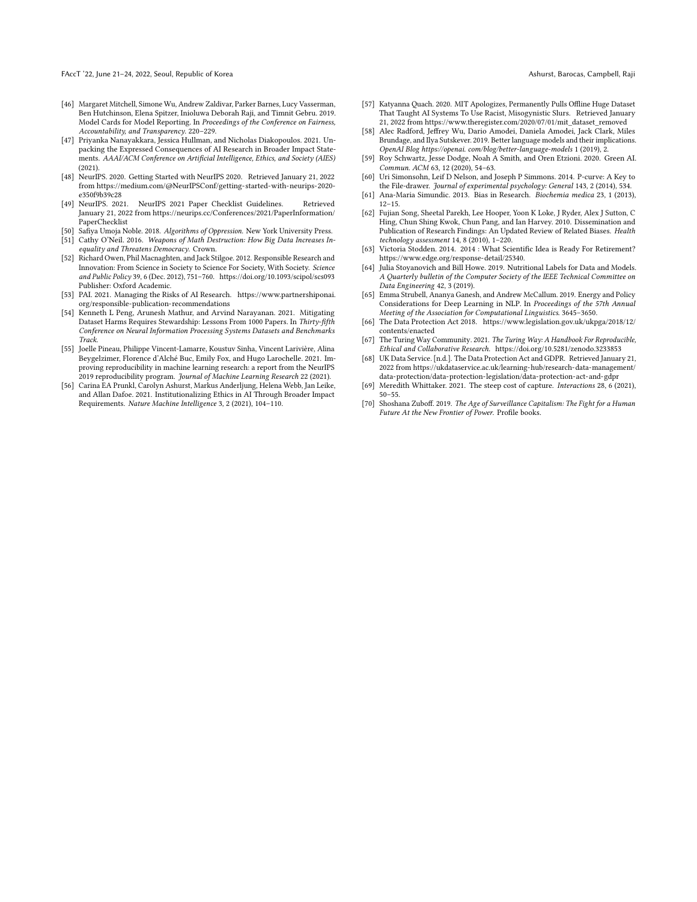- [46] Margaret Mitchell, Simone Wu, Andrew Zaldivar, Parker Barnes, Lucy Vasserman, Ben Hutchinson, Elena Spitzer, Inioluwa Deborah Raji, and Timnit Gebru. 2019. Model Cards for Model Reporting. In *Proceedings of the Conference on Fairness, Accountability, and Transparency*. 220–229.
- [47] Priyanka Nanayakkara, Jessica Hullman, and Nicholas Diakopoulos. 2021. Unpacking the Expressed Consequences of AI Research in Broader Impact Statements. *AAAI/ACM Conference on Artificial Intelligence, Ethics, and Society (AIES)* (2021).
- [48] NeurIPS. 2020. Getting Started with NeurIPS 2020. Retrieved January 21, 2022 from https://medium.com/@NeurIPSConf/getting-started-with-neurips-2020-e350f9b39c28
- [49] NeurIPS. 2021. NeurIPS 2021 Paper Checklist Guidelines. Retrieved January 21, 2022 from https://neurips.cc/Conferences/2021/PaperInformation/PaperChecklist
- [50] Safiya Umoja Noble. 2018. *Algorithms of Oppression*. New York University Press.
- [51] Cathy O'Neil. 2016. *Weapons of Math Destruction: How Big Data Increases Inequality and Threatens Democracy*. Crown.
- [52] Richard Owen, Phil Macnaghten, and Jack Stilgoe. 2012. Responsible Research and Innovation: From Science in Society to Science For Society, With Society. *Science and Public Policy* 39, 6 (Dec. 2012), 751–760. https://doi.org/10.1093/scipol/scs093 Publisher: Oxford Academic.
- [53] PAI. 2021. Managing the Risks of AI Research. https://www.partnershiponai.org/responsible-publication-recommendations
- [54] Kenneth L Peng, Arunesh Mathur, and Arvind Narayanan. 2021. Mitigating Dataset Harms Requires Stewardship: Lessons From 1000 Papers. In *Thirty-fifth Conference on Neural Information Processing Systems Datasets and Benchmarks Track*.
- [55] Joelle Pineau, Philippe Vincent-Lamarre, Koustuv Sinha, Vincent Larivière, Alina Beygelzimer, Florence d'Alché Buc, Emily Fox, and Hugo Larochelle. 2021. Improving reproducibility in machine learning research: a report from the NeurIPS 2019 reproducibility program. *Journal of Machine Learning Research* 22 (2021).
- [56] Carina EA Prunkl, Carolyn Ashurst, Markus Anderljung, Helena Webb, Jan Leike, and Allan Dafoe. 2021. Institutionalizing Ethics in AI Through Broader Impact Requirements. *Nature Machine Intelligence* 3, 2 (2021), 104–110.
- [57] Katyanna Quach. 2020. MIT Apologizes, Permanently Pulls Offline Huge Dataset That Taught AI Systems To Use Racist, Misogynistic Slurs. Retrieved January 21, 2022 from https://www.theregister.com/2020/07/01/mit_dataset_removed
- [58] Alec Radford, Jeffrey Wu, Dario Amodei, Daniela Amodei, Jack Clark, Miles Brundage, and Ilya Sutskever. 2019. Better language models and their implications. *OpenAI Blog https://openai. com/blog/better-language-models* 1 (2019), 2.
- [59] Roy Schwartz, Jesse Dodge, Noah A Smith, and Oren Etzioni. 2020. Green AI. *Commun. ACM* 63, 12 (2020), 54–63.
- [60] Uri Simonsohn, Leif D Nelson, and Joseph P Simmons. 2014. P-curve: A Key to the File-drawer. *Journal of experimental psychology: General* 143, 2 (2014), 534.
- [61] Ana-Maria Simundic. 2013. Bias in Research. *Biochemia medica* 23, 1 (2013), 12–15.
- [62] Fujian Song, Sheetal Parekh, Lee Hooper, Yoon K Loke, J Ryder, Alex J Sutton, C Hing, Chun Shing Kwok, Chun Pang, and Ian Harvey. 2010. Dissemination and Publication of Research Findings: An Updated Review of Related Biases. *Health technology assessment* 14, 8 (2010), 1–220.
- [63] Victoria Stodden. 2014. 2014 : What Scientific Idea is Ready For Retirement? https://www.edge.org/response-detail/25340.
- [64] Julia Stoyanovich and Bill Howe. 2019. Nutritional Labels for Data and Models. *A Quarterly bulletin of the Computer Society of the IEEE Technical Committee on Data Engineering* 42, 3 (2019).
- [65] Emma Strubell, Ananya Ganesh, and Andrew McCallum. 2019. Energy and Policy Considerations for Deep Learning in NLP. In *Proceedings of the 57th Annual Meeting of the Association for Computational Linguistics*. 3645–3650.
- [66] The Data Protection Act 2018. https://www.legislation.gov.uk/ukpga/2018/12/contents/enacted
- [67] The Turing Way Community. 2021. *The Turing Way: A Handbook For Reproducible, Ethical and Collaborative Research*. https://doi.org/10.5281/zenodo.3233853
- [68] UK Data Service. [n.d.]. The Data Protection Act and GDPR. Retrieved January 21, 2022 from https://ukdataservice.ac.uk/learning-hub/research-data-management/data-protection/data-protection-legislation/data-protection-act-and-gdpr
- [69] Meredith Whittaker. 2021. The steep cost of capture. *Interactions* 28, 6 (2021), 50–55.
- [70] Shoshana Zuboff. 2019. *The Age of Surveillance Capitalism: The Fight for a Human Future At the New Frontier of Power*. Profile books.